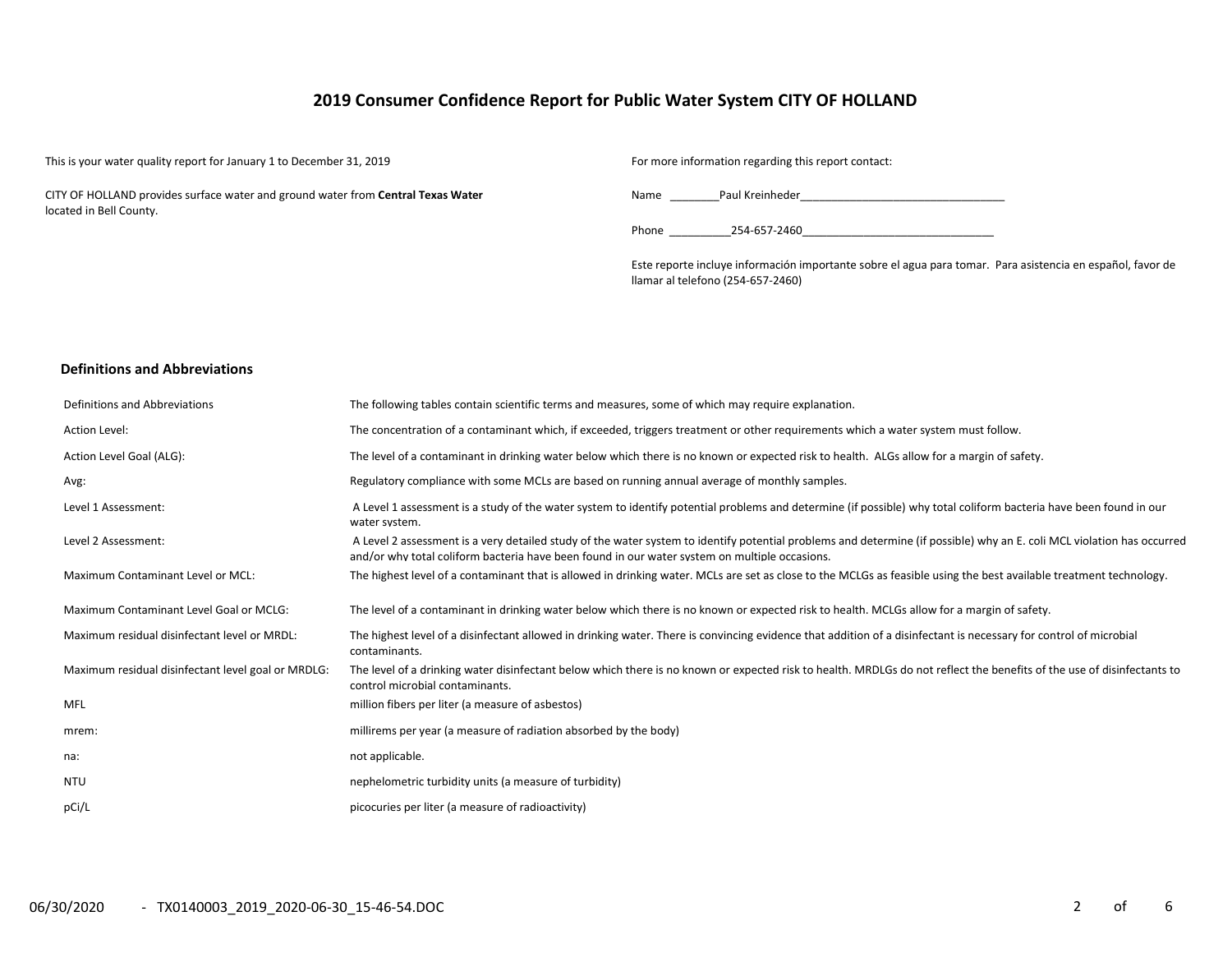# 2019 Consumer Confidence Report for Public Water System CITY OF HOLLAND

This is your water quality report for January 1 to December 31, 2019

CITY OF HOLLAND provides surface water and ground water from **Central Texas Water** located in Bell County.

For more information regarding this report contact:

Name ________Paul Kreinheder__________________________________

Phone __________254-657-2460________________________________

Este reporte incluye información importante sobre el agua para tomar. Para asistencia en español, favor de llamar al telefono (254-657-2460)

## Definitions and Abbreviations

| Definitions and Abbreviations | The following tables contain scientific terms and measures, some of which may require explanation. |
|---|---|
| Action Level: | The concentration of a contaminant which, if exceeded, triggers treatment or other requirements which a water system must follow. |
| Action Level Goal (ALG): | The level of a contaminant in drinking water below which there is no known or expected risk to health. ALGs allow for a margin of safety. |
| Avg: | Regulatory compliance with some MCLs are based on running annual average of monthly samples. |
| Level 1 Assessment: | A Level 1 assessment is a study of the water system to identify potential problems and determine (if possible) why total coliform bacteria have been found in our water system. |
| Level 2 Assessment: | A Level 2 assessment is a very detailed study of the water system to identify potential problems and determine (if possible) why an E. coli MCL violation has occurred and/or why total coliform bacteria have been found in our water system on multiple occasions. |
| Maximum Contaminant Level or MCL: | The highest level of a contaminant that is allowed in drinking water. MCLs are set as close to the MCLGs as feasible using the best available treatment technology. |
| Maximum Contaminant Level Goal or MCLG: | The level of a contaminant in drinking water below which there is no known or expected risk to health. MCLGs allow for a margin of safety. |
| Maximum residual disinfectant level or MRDL: | The highest level of a disinfectant allowed in drinking water. There is convincing evidence that addition of a disinfectant is necessary for control of microbial contaminants. |
| Maximum residual disinfectant level goal or MRDLG: | The level of a drinking water disinfectant below which there is no known or expected risk to health. MRDLGs do not reflect the benefits of the use of disinfectants to control microbial contaminants. |
| MFL | million fibers per liter (a measure of asbestos) |
| mrem: | millirems per year (a measure of radiation absorbed by the body) |
| na: | not applicable. |
| NTU | nephelometric turbidity units (a measure of turbidity) |
| pCi/L | picocuries per liter (a measure of radioactivity) |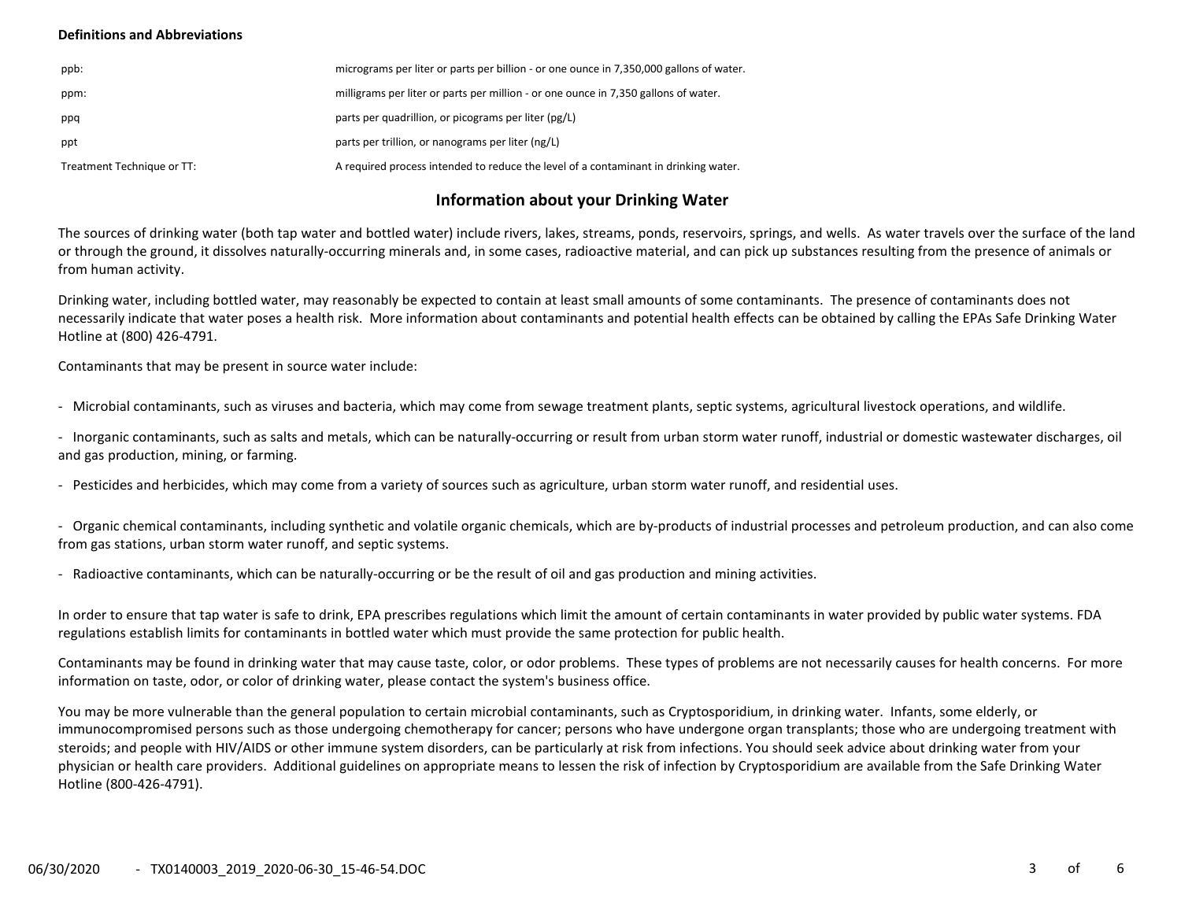**Definitions and Abbreviations**

| | |
|---|---|
| ppb: | micrograms per liter or parts per billion - or one ounce in 7,350,000 gallons of water. |
| ppm: | milligrams per liter or parts per million - or one ounce in 7,350 gallons of water. |
| ppq | parts per quadrillion, or picograms per liter (pg/L) |
| ppt | parts per trillion, or nanograms per liter (ng/L) |
| Treatment Technique or TT: | A required process intended to reduce the level of a contaminant in drinking water. |

## Information about your Drinking Water

The sources of drinking water (both tap water and bottled water) include rivers, lakes, streams, ponds, reservoirs, springs, and wells. As water travels over the surface of the land or through the ground, it dissolves naturally-occurring minerals and, in some cases, radioactive material, and can pick up substances resulting from the presence of animals or from human activity.

Drinking water, including bottled water, may reasonably be expected to contain at least small amounts of some contaminants. The presence of contaminants does not necessarily indicate that water poses a health risk. More information about contaminants and potential health effects can be obtained by calling the EPAs Safe Drinking Water Hotline at (800) 426-4791.

Contaminants that may be present in source water include:

- Microbial contaminants, such as viruses and bacteria, which may come from sewage treatment plants, septic systems, agricultural livestock operations, and wildlife.
- Inorganic contaminants, such as salts and metals, which can be naturally-occurring or result from urban storm water runoff, industrial or domestic wastewater discharges, oil and gas production, mining, or farming.
- Pesticides and herbicides, which may come from a variety of sources such as agriculture, urban storm water runoff, and residential uses.
- Organic chemical contaminants, including synthetic and volatile organic chemicals, which are by-products of industrial processes and petroleum production, and can also come from gas stations, urban storm water runoff, and septic systems.
- Radioactive contaminants, which can be naturally-occurring or be the result of oil and gas production and mining activities.

In order to ensure that tap water is safe to drink, EPA prescribes regulations which limit the amount of certain contaminants in water provided by public water systems. FDA regulations establish limits for contaminants in bottled water which must provide the same protection for public health.

Contaminants may be found in drinking water that may cause taste, color, or odor problems. These types of problems are not necessarily causes for health concerns. For more information on taste, odor, or color of drinking water, please contact the system's business office.

You may be more vulnerable than the general population to certain microbial contaminants, such as Cryptosporidium, in drinking water. Infants, some elderly, or immunocompromised persons such as those undergoing chemotherapy for cancer; persons who have undergone organ transplants; those who are undergoing treatment with steroids; and people with HIV/AIDS or other immune system disorders, can be particularly at risk from infections. You should seek advice about drinking water from your physician or health care providers. Additional guidelines on appropriate means to lessen the risk of infection by Cryptosporidium are available from the Safe Drinking Water Hotline (800-426-4791).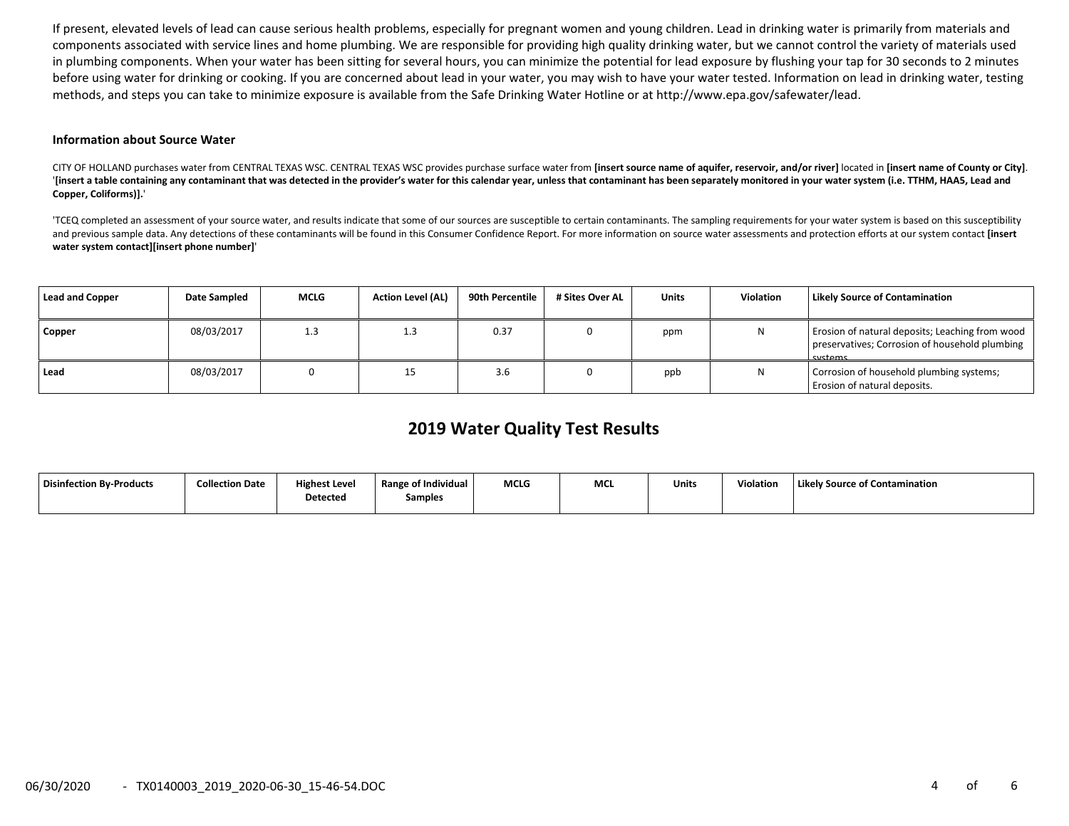If present, elevated levels of lead can cause serious health problems, especially for pregnant women and young children. Lead in drinking water is primarily from materials and components associated with service lines and home plumbing. We are responsible for providing high quality drinking water, but we cannot control the variety of materials used in plumbing components. When your water has been sitting for several hours, you can minimize the potential for lead exposure by flushing your tap for 30 seconds to 2 minutes before using water for drinking or cooking. If you are concerned about lead in your water, you may wish to have your water tested. Information on lead in drinking water, testing methods, and steps you can take to minimize exposure is available from the Safe Drinking Water Hotline or at http://www.epa.gov/safewater/lead.

**Information about Source Water**

CITY OF HOLLAND purchases water from CENTRAL TEXAS WSC. CENTRAL TEXAS WSC provides purchase surface water from **[insert source name of aquifer, reservoir, and/or river]** located in **[insert name of County or City]**. '**[insert a table containing any contaminant that was detected in the provider's water for this calendar year, unless that contaminant has been separately monitored in your water system (i.e. TTHM, HAA5, Lead and Copper, Coliforms)].**'

'TCEQ completed an assessment of your source water, and results indicate that some of our sources are susceptible to certain contaminants. The sampling requirements for your water system is based on this susceptibility and previous sample data. Any detections of these contaminants will be found in this Consumer Confidence Report. For more information on source water assessments and protection efforts at our system contact **[insert water system contact][insert phone number]**'

| Lead and Copper | Date Sampled | MCLG | Action Level (AL) | 90th Percentile | # Sites Over AL | Units | Violation | Likely Source of Contamination |
|---|---|---|---|---|---|---|---|---|
| **Copper** | 08/03/2017 | 1.3 | 1.3 | 0.37 | 0 | ppm | N | Erosion of natural deposits; Leaching from wood preservatives; Corrosion of household plumbing systems. |
| **Lead** | 08/03/2017 | 0 | 15 | 3.6 | 0 | ppb | N | Corrosion of household plumbing systems; Erosion of natural deposits. |

## 2019 Water Quality Test Results

| Disinfection By-Products | Collection Date | Highest Level Detected | Range of Individual Samples | MCLG | MCL | Units | Violation | Likely Source of Contamination |
|---|---|---|---|---|---|---|---|---|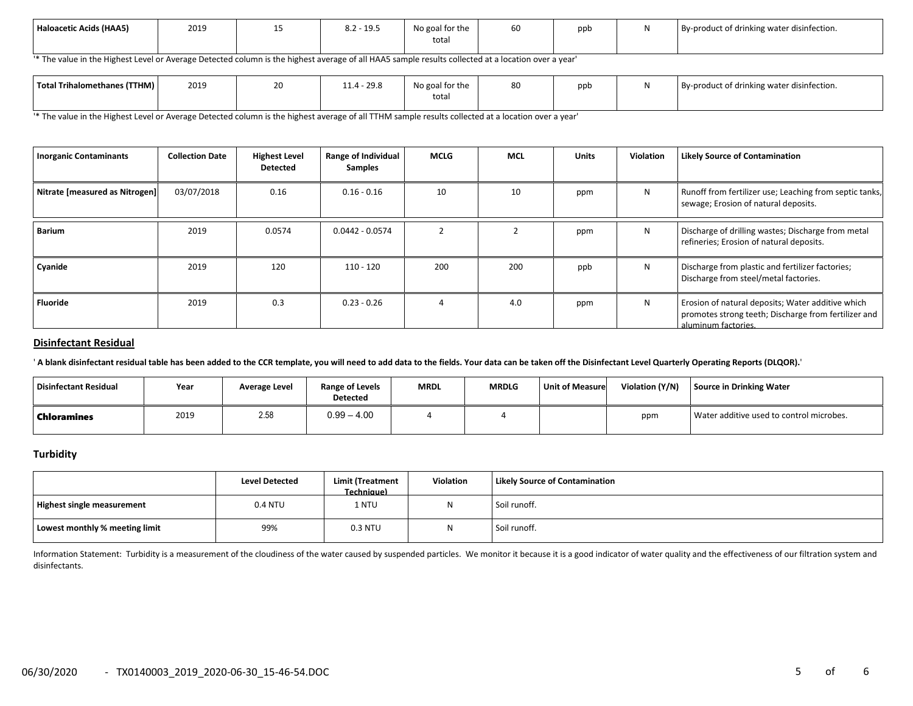| | | | | | | | | |
|---|---|---|---|---|---|---|---|---|
| **Haloacetic Acids (HAA5)** | 2019 | 15 | 8.2 - 19.5 | No goal for the total | 60 | ppb | N | By-product of drinking water disinfection. |

'* The value in the Highest Level or Average Detected column is the highest average of all HAA5 sample results collected at a location over a year'

| | | | | | | | | |
|---|---|---|---|---|---|---|---|---|
| **Total Trihalomethanes (TTHM)** | 2019 | 20 | 11.4 - 29.8 | No goal for the total | 80 | ppb | N | By-product of drinking water disinfection. |

'* The value in the Highest Level or Average Detected column is the highest average of all TTHM sample results collected at a location over a year'

| Inorganic Contaminants | Collection Date | Highest Level Detected | Range of Individual Samples | MCLG | MCL | Units | Violation | Likely Source of Contamination |
|---|---|---|---|---|---|---|---|---|
| **Nitrate [measured as Nitrogen]** | 03/07/2018 | 0.16 | 0.16 - 0.16 | 10 | 10 | ppm | N | Runoff from fertilizer use; Leaching from septic tanks, sewage; Erosion of natural deposits. |
| **Barium** | 2019 | 0.0574 | 0.0442 - 0.0574 | 2 | 2 | ppm | N | Discharge of drilling wastes; Discharge from metal refineries; Erosion of natural deposits. |
| **Cyanide** | 2019 | 120 | 110 - 120 | 200 | 200 | ppb | N | Discharge from plastic and fertilizer factories; Discharge from steel/metal factories. |
| **Fluoride** | 2019 | 0.3 | 0.23 - 0.26 | 4 | 4.0 | ppm | N | Erosion of natural deposits; Water additive which promotes strong teeth; Discharge from fertilizer and aluminum factories. |

## Disinfectant Residual

**' A blank disinfectant residual table has been added to the CCR template, you will need to add data to the fields. Your data can be taken off the Disinfectant Level Quarterly Operating Reports (DLQOR).'**

| Disinfectant Residual | Year | Average Level | Range of Levels Detected | MRDL | MRDLG | Unit of Measure | Violation (Y/N) | Source in Drinking Water |
|---|---|---|---|---|---|---|---|---|
| **Chloramines** | 2019 | 2.58 | 0.99 – 4.00 | 4 | 4 | | ppm | Water additive used to control microbes. |

## Turbidity

| | Level Detected | Limit (Treatment Technique) | Violation | Likely Source of Contamination |
|---|---|---|---|---|
| **Highest single measurement** | 0.4 NTU | 1 NTU | N | Soil runoff. |
| **Lowest monthly % meeting limit** | 99% | 0.3 NTU | N | Soil runoff. |

Information Statement: Turbidity is a measurement of the cloudiness of the water caused by suspended particles. We monitor it because it is a good indicator of water quality and the effectiveness of our filtration system and disinfectants.